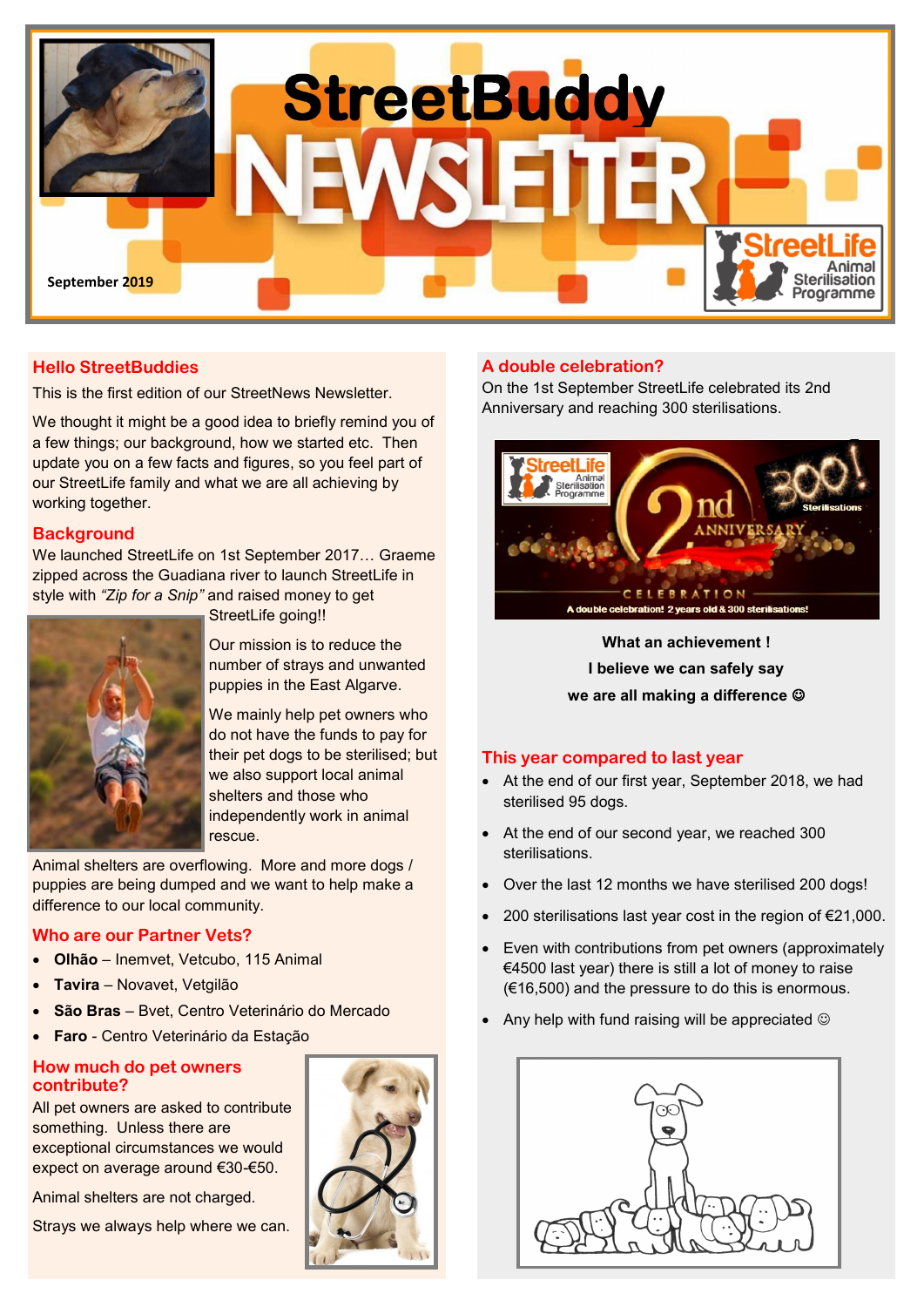# StreetBuddy NEWSLETTER

September 2019

## Hello StreetBuddies

This is the first edition of our StreetNews Newsletter.

We thought it might be a good idea to briefly remind you of a few things; our background, how we started etc. Then update you on a few facts and figures, so you feel part of our StreetLife family and what we are all achieving by working together.

## Background

We launched StreetLife on 1st September 2017… Graeme zipped across the Guadiana river to launch StreetLife in style with *"Zip for a Snip"* and raised money to get StreetLife going!!

Our mission is to reduce the number of strays and unwanted puppies in the East Algarve.

We mainly help pet owners who do not have the funds to pay for their pet dogs to be sterilised; but we also support local animal shelters and those who independently work in animal rescue.

Animal shelters are overflowing. More and more dogs / puppies are being dumped and we want to help make a difference to our local community.

## Who are our Partner Vets?

- **Olhão** – Inemvet, Vetcubo, 115 Animal
- **Tavira** – Novavet, Vetgilão
- **São Bras** – Bvet, Centro Veterinário do Mercado
- **Faro** - Centro Veterinário da Estação

## How much do pet owners contribute?

All pet owners are asked to contribute something. Unless there are exceptional circumstances we would expect on average around €30-€50.

Animal shelters are not charged.

Strays we always help where we can.

## A double celebration?

On the 1st September StreetLife celebrated its 2nd Anniversary and reaching 300 sterilisations.

**What an achievement !**

**I believe we can safely say**

**we are all making a difference ☺**

## This year compared to last year

- At the end of our first year, September 2018, we had sterilised 95 dogs.
- At the end of our second year, we reached 300 sterilisations.
- Over the last 12 months we have sterilised 200 dogs!
- 200 sterilisations last year cost in the region of €21,000.
- Even with contributions from pet owners (approximately €4500 last year) there is still a lot of money to raise (€16,500) and the pressure to do this is enormous.
- Any help with fund raising will be appreciated ☺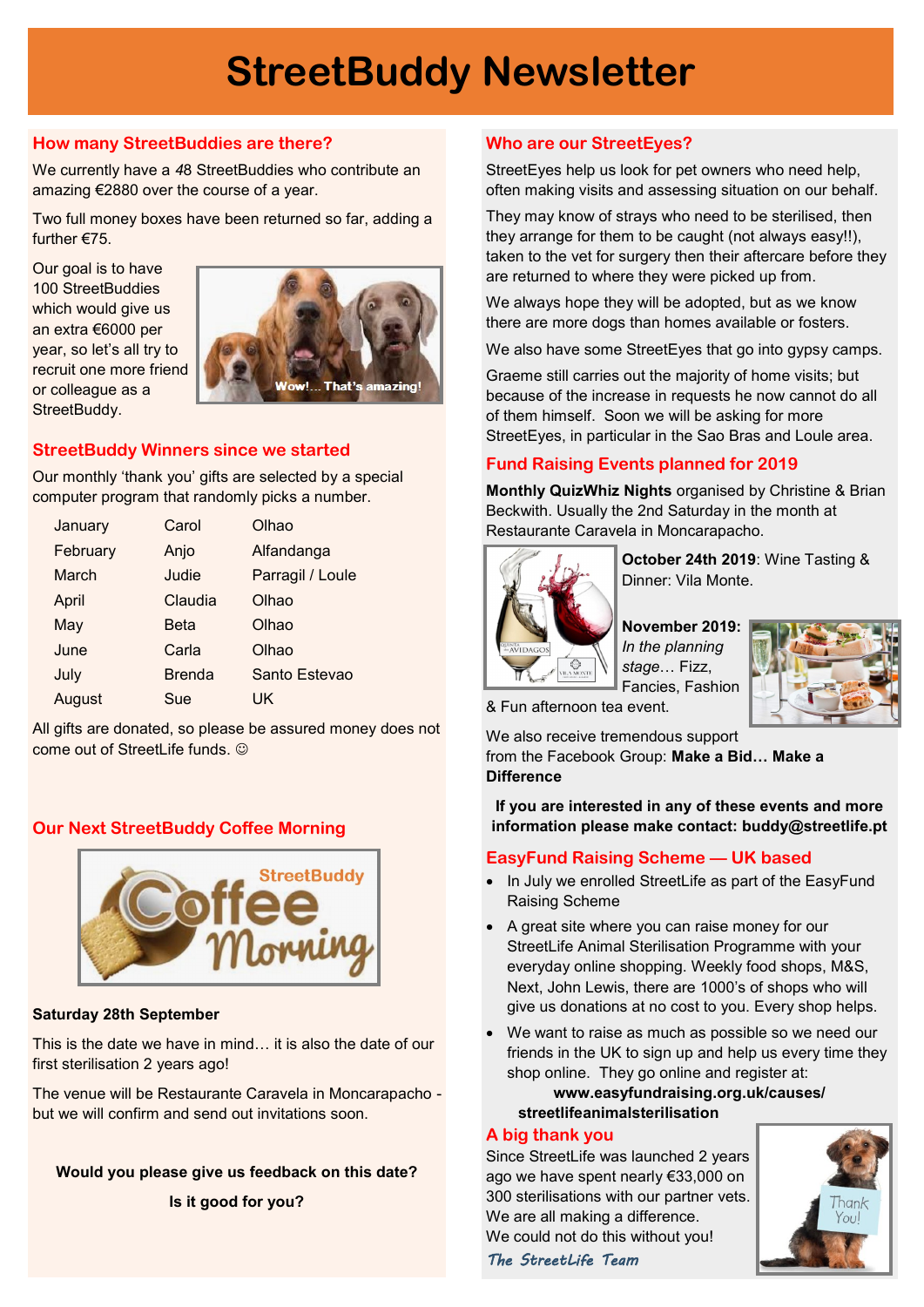# StreetBuddy Newsletter

## How many StreetBuddies are there?

We currently have a *4*8 StreetBuddies who contribute an amazing €2880 over the course of a year.

Two full money boxes have been returned so far, adding a further €75.

Our goal is to have 100 StreetBuddies which would give us an extra €6000 per year, so let's all try to recruit one more friend or colleague as a StreetBuddy.

Wow!… That's amazing!

## StreetBuddy Winners since we started

Our monthly 'thank you' gifts are selected by a special computer program that randomly picks a number.

| | | |
|---|---|---|
| January | Carol | Olhao |
| February | Anjo | Alfandanga |
| March | Judie | Parragil / Loule |
| April | Claudia | Olhao |
| May | Beta | Olhao |
| June | Carla | Olhao |
| July | Brenda | Santo Estevao |
| August | Sue | UK |

All gifts are donated, so please be assured money does not come out of StreetLife funds. ☺

## Our Next StreetBuddy Coffee Morning

StreetBuddy Coffee Morning

**Saturday 28th September**

This is the date we have in mind… it is also the date of our first sterilisation 2 years ago!

The venue will be Restaurante Caravela in Moncarapacho - but we will confirm and send out invitations soon.

**Would you please give us feedback on this date?**

**Is it good for you?**

## Who are our StreetEyes?

StreetEyes help us look for pet owners who need help, often making visits and assessing situation on our behalf.

They may know of strays who need to be sterilised, then they arrange for them to be caught (not always easy!!), taken to the vet for surgery then their aftercare before they are returned to where they were picked up from.

We always hope they will be adopted, but as we know there are more dogs than homes available or fosters.

We also have some StreetEyes that go into gypsy camps.

Graeme still carries out the majority of home visits; but because of the increase in requests he now cannot do all of them himself. Soon we will be asking for more StreetEyes, in particular in the Sao Bras and Loule area.

## Fund Raising Events planned for 2019

**Monthly QuizWhiz Nights** organised by Christine & Brian Beckwith. Usually the 2nd Saturday in the month at Restaurante Caravela in Moncarapacho.

**October 24th 2019**: Wine Tasting & Dinner: Vila Monte.

**November 2019:** *In the planning stage*… Fizz, Fancies, Fashion & Fun afternoon tea event.

We also receive tremendous support from the Facebook Group: **Make a Bid… Make a Difference**

**If you are interested in any of these events and more information please make contact: buddy@streetlife.pt**

## EasyFund Raising Scheme — UK based

- In July we enrolled StreetLife as part of the EasyFund Raising Scheme
- A great site where you can raise money for our StreetLife Animal Sterilisation Programme with your everyday online shopping. Weekly food shops, M&S, Next, John Lewis, there are 1000's of shops who will give us donations at no cost to you. Every shop helps.
- We want to raise as much as possible so we need our friends in the UK to sign up and help us every time they shop online. They go online and register at: **www.easyfundraising.org.uk/causes/streetlifeanimalsterilisation**

## A big thank you

Since StreetLife was launched 2 years ago we have spent nearly €33,000 on 300 sterilisations with our partner vets. We are all making a difference. We could not do this without you!

*The StreetLife Team*